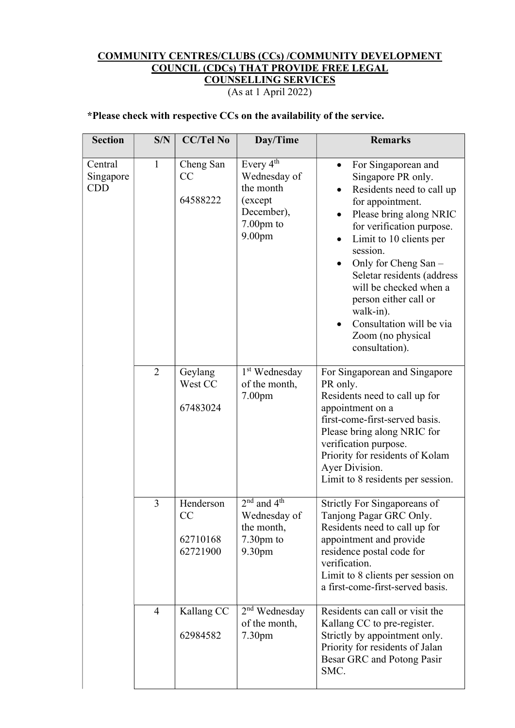**COMMUNITY CENTRES/CLUBS (CCs) /COMMUNITY DEVELOPMENT COUNCIL (CDCs) THAT PROVIDE FREE LEGAL COUNSELLING SERVICES**

(As at 1 April 2022)

**\*Please check with respective CCs on the availability of the service.**

| Section | S/N | CC/Tel No | Day/Time | Remarks |
|---|---|---|---|---|
| Central Singapore CDD | 1 | Cheng San CC<br><br>64588222 | Every 4th Wednesday of the month (except December), 7.00pm to 9.00pm | • For Singaporean and Singapore PR only.<br>• Residents need to call up for appointment.<br>• Please bring along NRIC for verification purpose.<br>• Limit to 10 clients per session.<br>• Only for Cheng San – Seletar residents (address will be checked when a person either call or walk-in).<br>• Consultation will be via Zoom (no physical consultation). |
| | 2 | Geylang West CC<br><br>67483024 | 1st Wednesday of the month, 7.00pm | For Singaporean and Singapore PR only.<br>Residents need to call up for appointment on a first-come-first-served basis.<br>Please bring along NRIC for verification purpose.<br>Priority for residents of Kolam Ayer Division.<br>Limit to 8 residents per session. |
| | 3 | Henderson CC<br><br>62710168<br>62721900 | 2nd and 4th Wednesday of the month, 7.30pm to 9.30pm | Strictly For Singaporeans of Tanjong Pagar GRC Only.<br>Residents need to call up for appointment and provide residence postal code for verification.<br>Limit to 8 clients per session on a first-come-first-served basis. |
| | 4 | Kallang CC<br><br>62984582 | 2nd Wednesday of the month, 7.30pm | Residents can call or visit the Kallang CC to pre-register.<br>Strictly by appointment only.<br>Priority for residents of Jalan Besar GRC and Potong Pasir SMC. |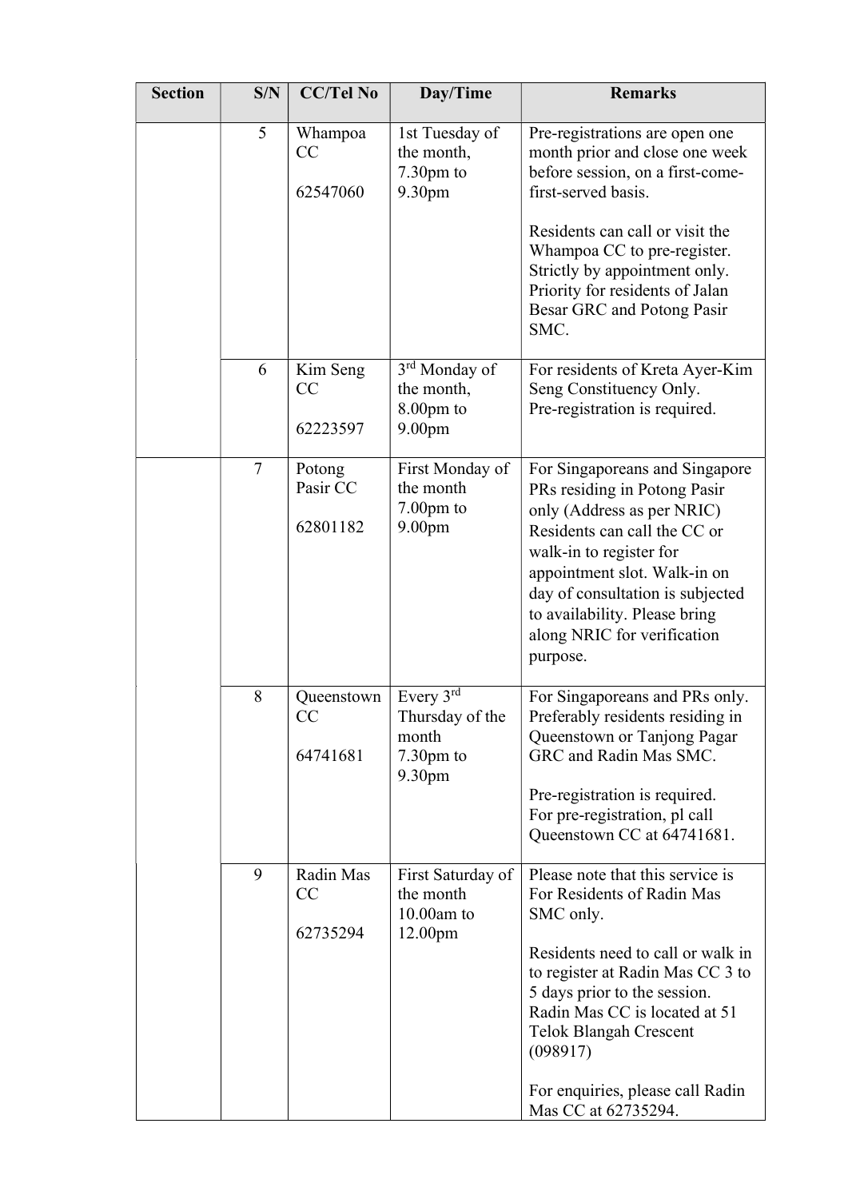| Section | S/N | CC/Tel No | Day/Time | Remarks |
|---|---|---|---|---|
| | 5 | Whampoa CC<br><br>62547060 | 1st Tuesday of the month, 7.30pm to 9.30pm | Pre-registrations are open one month prior and close one week before session, on a first-come-first-served basis.<br><br>Residents can call or visit the Whampoa CC to pre-register. Strictly by appointment only. Priority for residents of Jalan Besar GRC and Potong Pasir SMC. |
| | 6 | Kim Seng CC<br><br>62223597 | 3rd Monday of the month, 8.00pm to 9.00pm | For residents of Kreta Ayer-Kim Seng Constituency Only. Pre-registration is required. |
| | 7 | Potong Pasir CC<br><br>62801182 | First Monday of the month 7.00pm to 9.00pm | For Singaporeans and Singapore PRs residing in Potong Pasir only (Address as per NRIC) Residents can call the CC or walk-in to register for appointment slot. Walk-in on day of consultation is subjected to availability. Please bring along NRIC for verification purpose. |
| | 8 | Queenstown CC<br><br>64741681 | Every 3rd Thursday of the month 7.30pm to 9.30pm | For Singaporeans and PRs only. Preferably residents residing in Queenstown or Tanjong Pagar GRC and Radin Mas SMC.<br><br>Pre-registration is required. For pre-registration, pl call Queenstown CC at 64741681. |
| | 9 | Radin Mas CC<br><br>62735294 | First Saturday of the month 10.00am to 12.00pm | Please note that this service is For Residents of Radin Mas SMC only.<br><br>Residents need to call or walk in to register at Radin Mas CC 3 to 5 days prior to the session. Radin Mas CC is located at 51 Telok Blangah Crescent (098917)<br><br>For enquiries, please call Radin Mas CC at 62735294. |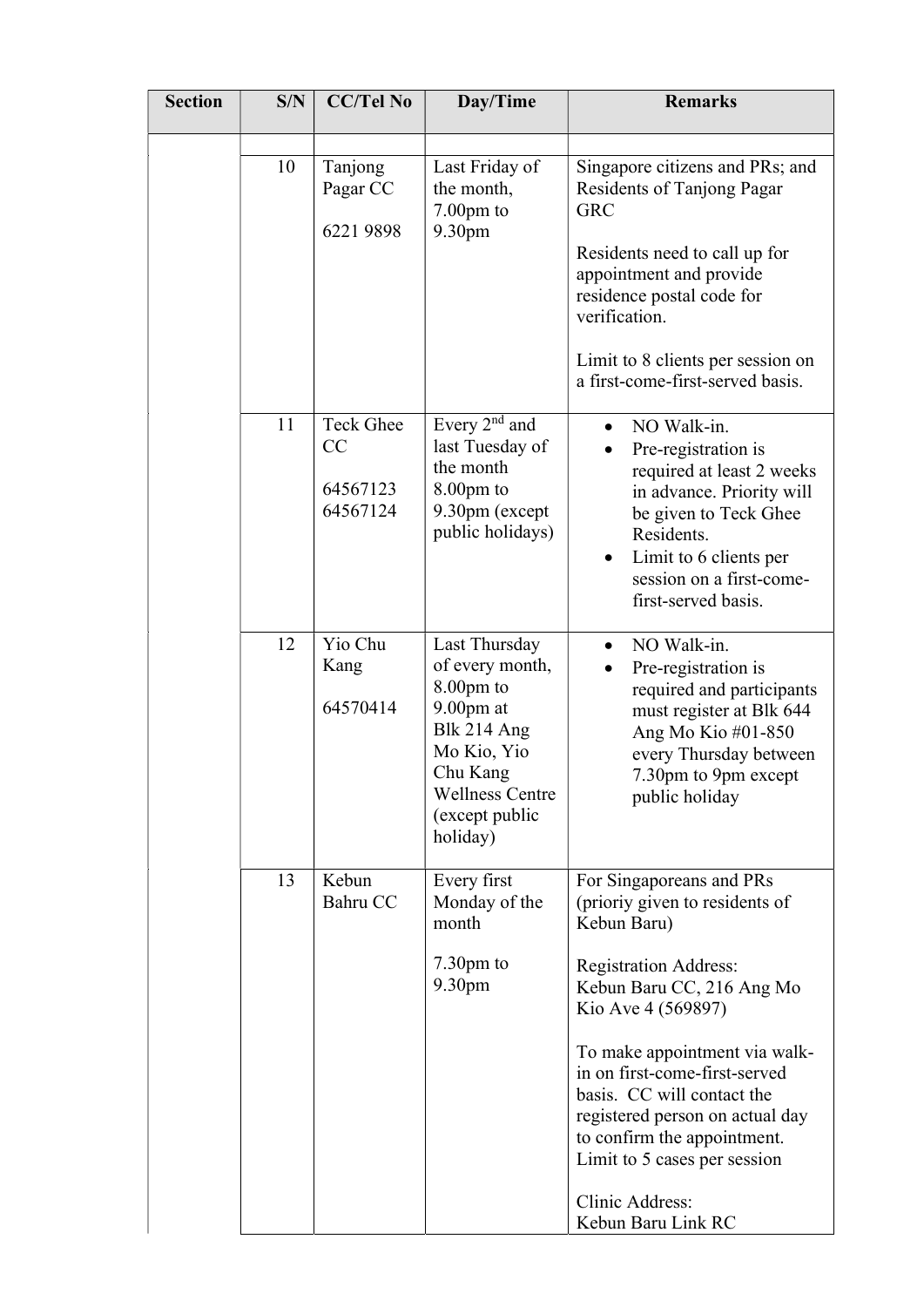| Section | S/N | CC/Tel No | Day/Time | Remarks |
|---|---|---|---|---|
| | | | | |
| | 10 | Tanjong Pagar CC<br><br>6221 9898 | Last Friday of the month, 7.00pm to 9.30pm | Singapore citizens and PRs; and Residents of Tanjong Pagar GRC<br><br>Residents need to call up for appointment and provide residence postal code for verification.<br><br>Limit to 8 clients per session on a first-come-first-served basis. |
| | 11 | Teck Ghee CC<br><br>64567123<br>64567124 | Every 2nd and last Tuesday of the month 8.00pm to 9.30pm (except public holidays) | • NO Walk-in.<br>• Pre-registration is required at least 2 weeks in advance. Priority will be given to Teck Ghee Residents.<br>• Limit to 6 clients per session on a first-come-first-served basis. |
| | 12 | Yio Chu Kang<br><br>64570414 | Last Thursday of every month, 8.00pm to 9.00pm at Blk 214 Ang Mo Kio, Yio Chu Kang Wellness Centre (except public holiday) | • NO Walk-in.<br>• Pre-registration is required and participants must register at Blk 644 Ang Mo Kio #01-850 every Thursday between 7.30pm to 9pm except public holiday |
| | 13 | Kebun Bahru CC | Every first Monday of the month<br><br>7.30pm to 9.30pm | For Singaporeans and PRs (prioriy given to residents of Kebun Baru)<br><br>Registration Address:<br>Kebun Baru CC, 216 Ang Mo Kio Ave 4 (569897)<br><br>To make appointment via walk-in on first-come-first-served basis. CC will contact the registered person on actual day to confirm the appointment. Limit to 5 cases per session<br><br>Clinic Address:<br>Kebun Baru Link RC |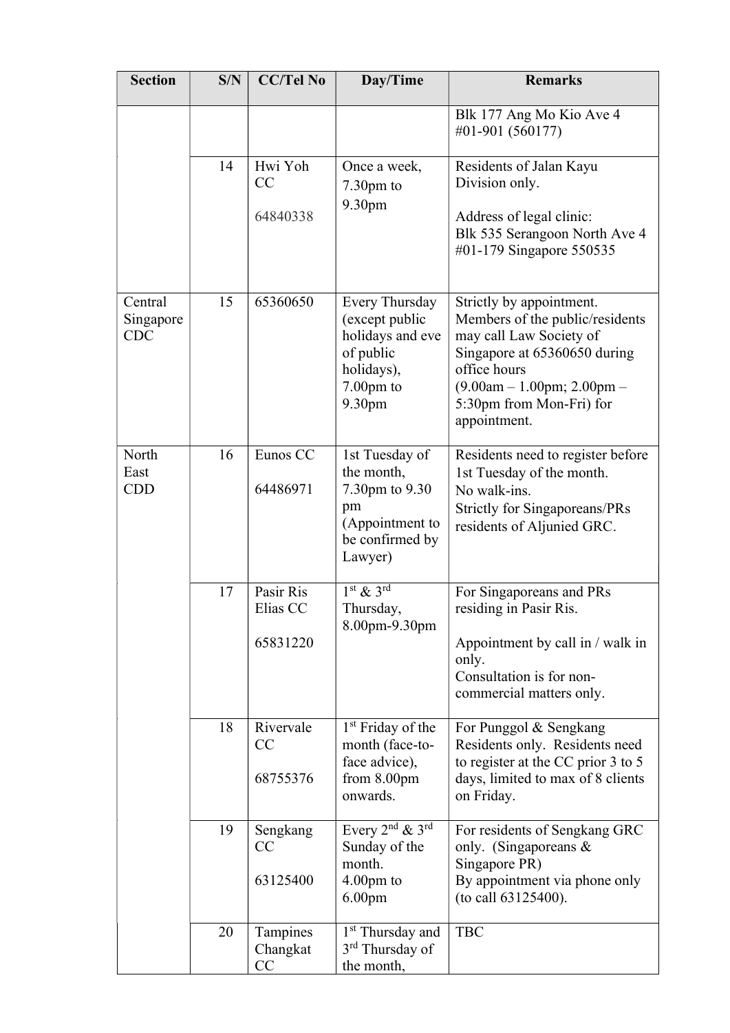| Section | S/N | CC/Tel No | Day/Time | Remarks |
|---|---|---|---|---|
| | | | | Blk 177 Ang Mo Kio Ave 4 #01-901 (560177) |
| | 14 | Hwi Yoh CC<br><br>64840338 | Once a week, 7.30pm to 9.30pm | Residents of Jalan Kayu Division only.<br><br>Address of legal clinic:<br>Blk 535 Serangoon North Ave 4 #01-179 Singapore 550535 |
| Central Singapore CDC | 15 | 65360650 | Every Thursday (except public holidays and eve of public holidays), 7.00pm to 9.30pm | Strictly by appointment. Members of the public/residents may call Law Society of Singapore at 65360650 during office hours (9.00am – 1.00pm; 2.00pm – 5:30pm from Mon-Fri) for appointment. |
| North East CDD | 16 | Eunos CC<br><br>64486971 | 1st Tuesday of the month, 7.30pm to 9.30 pm (Appointment to be confirmed by Lawyer) | Residents need to register before 1st Tuesday of the month.<br>No walk-ins.<br>Strictly for Singaporeans/PRs residents of Aljunied GRC. |
| | 17 | Pasir Ris Elias CC<br><br>65831220 | 1st & 3rd Thursday, 8.00pm-9.30pm | For Singaporeans and PRs residing in Pasir Ris.<br><br>Appointment by call in / walk in only.<br>Consultation is for non-commercial matters only. |
| | 18 | Rivervale CC<br><br>68755376 | 1st Friday of the month (face-to-face advice), from 8.00pm onwards. | For Punggol & Sengkang Residents only. Residents need to register at the CC prior 3 to 5 days, limited to max of 8 clients on Friday. |
| | 19 | Sengkang CC<br><br>63125400 | Every 2nd & 3rd Sunday of the month.<br>4.00pm to 6.00pm | For residents of Sengkang GRC only. (Singaporeans & Singapore PR)<br>By appointment via phone only (to call 63125400). |
| | 20 | Tampines Changkat CC | 1st Thursday and 3rd Thursday of the month, | TBC |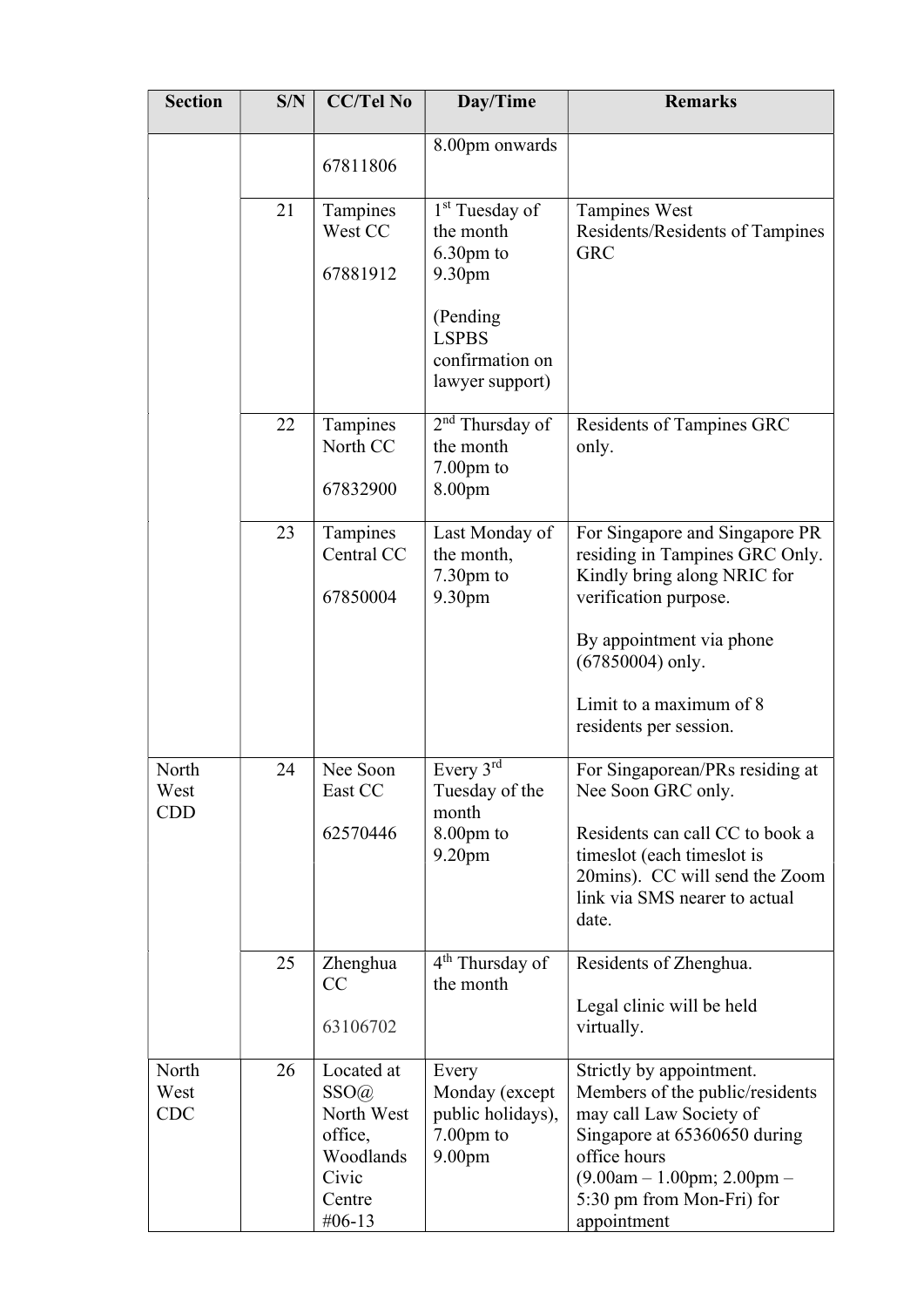| Section | S/N | CC/Tel No | Day/Time | Remarks |
|---|---|---|---|---|
| | | 67811806 | 8.00pm onwards | |
| | 21 | Tampines West CC<br><br>67881912 | 1st Tuesday of the month 6.30pm to 9.30pm<br><br>(Pending LSPBS confirmation on lawyer support) | Tampines West Residents/Residents of Tampines GRC |
| | 22 | Tampines North CC<br><br>67832900 | 2nd Thursday of the month 7.00pm to 8.00pm | Residents of Tampines GRC only. |
| | 23 | Tampines Central CC<br><br>67850004 | Last Monday of the month, 7.30pm to 9.30pm | For Singapore and Singapore PR residing in Tampines GRC Only. Kindly bring along NRIC for verification purpose.<br><br>By appointment via phone (67850004) only.<br><br>Limit to a maximum of 8 residents per session. |
| North West CDD | 24 | Nee Soon East CC<br><br>62570446 | Every 3rd Tuesday of the month 8.00pm to 9.20pm | For Singaporean/PRs residing at Nee Soon GRC only.<br><br>Residents can call CC to book a timeslot (each timeslot is 20mins). CC will send the Zoom link via SMS nearer to actual date. |
| | 25 | Zhenghua CC<br><br>63106702 | 4th Thursday of the month | Residents of Zhenghua.<br><br>Legal clinic will be held virtually. |
| North West CDC | 26 | Located at SSO@ North West office, Woodlands Civic Centre #06-13 | Every Monday (except public holidays), 7.00pm to 9.00pm | Strictly by appointment. Members of the public/residents may call Law Society of Singapore at 65360650 during office hours (9.00am – 1.00pm; 2.00pm – 5:30 pm from Mon-Fri) for appointment |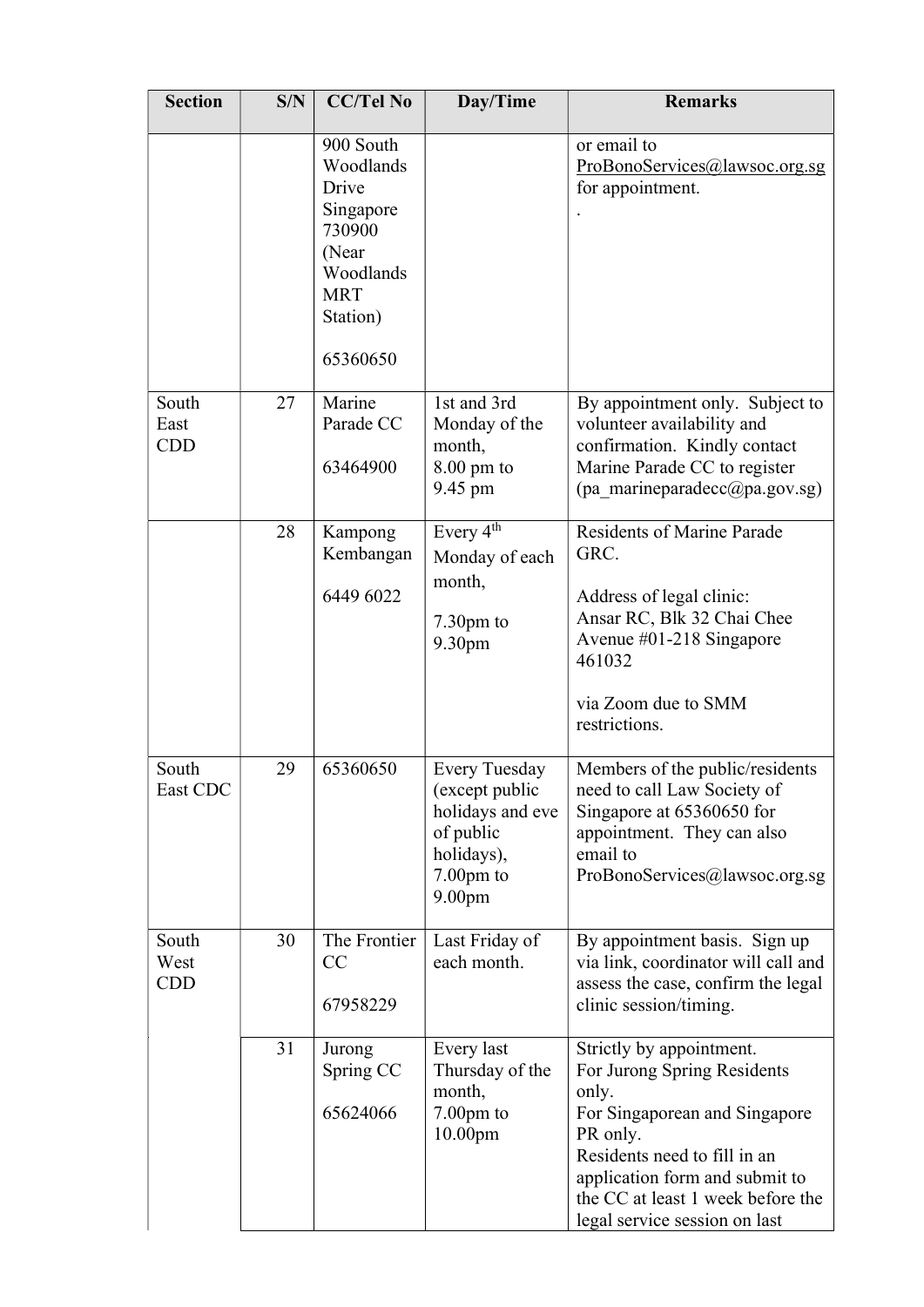| Section | S/N | CC/Tel No | Day/Time | Remarks |
|---|---|---|---|---|
| | | 900 South Woodlands Drive Singapore 730900 (Near Woodlands MRT Station)<br><br>65360650 | | or email to ProBonoServices@lawsoc.org.sg for appointment.<br>. |
| South East CDD | 27 | Marine Parade CC<br><br>63464900 | 1st and 3rd Monday of the month, 8.00 pm to 9.45 pm | By appointment only. Subject to volunteer availability and confirmation. Kindly contact Marine Parade CC to register (pa_marineparadecc@pa.gov.sg) |
| | 28 | Kampong Kembangan<br><br>6449 6022 | Every 4th Monday of each month,<br><br>7.30pm to 9.30pm | Residents of Marine Parade GRC.<br><br>Address of legal clinic:<br>Ansar RC, Blk 32 Chai Chee Avenue #01-218 Singapore 461032<br><br>via Zoom due to SMM restrictions. |
| South East CDC | 29 | 65360650 | Every Tuesday (except public holidays and eve of public holidays), 7.00pm to 9.00pm | Members of the public/residents need to call Law Society of Singapore at 65360650 for appointment. They can also email to ProBonoServices@lawsoc.org.sg |
| South West CDD | 30 | The Frontier CC<br><br>67958229 | Last Friday of each month. | By appointment basis. Sign up via link, coordinator will call and assess the case, confirm the legal clinic session/timing. |
| | 31 | Jurong Spring CC<br><br>65624066 | Every last Thursday of the month, 7.00pm to 10.00pm | Strictly by appointment.<br>For Jurong Spring Residents only.<br>For Singaporean and Singapore PR only.<br>Residents need to fill in an application form and submit to the CC at least 1 week before the legal service session on last |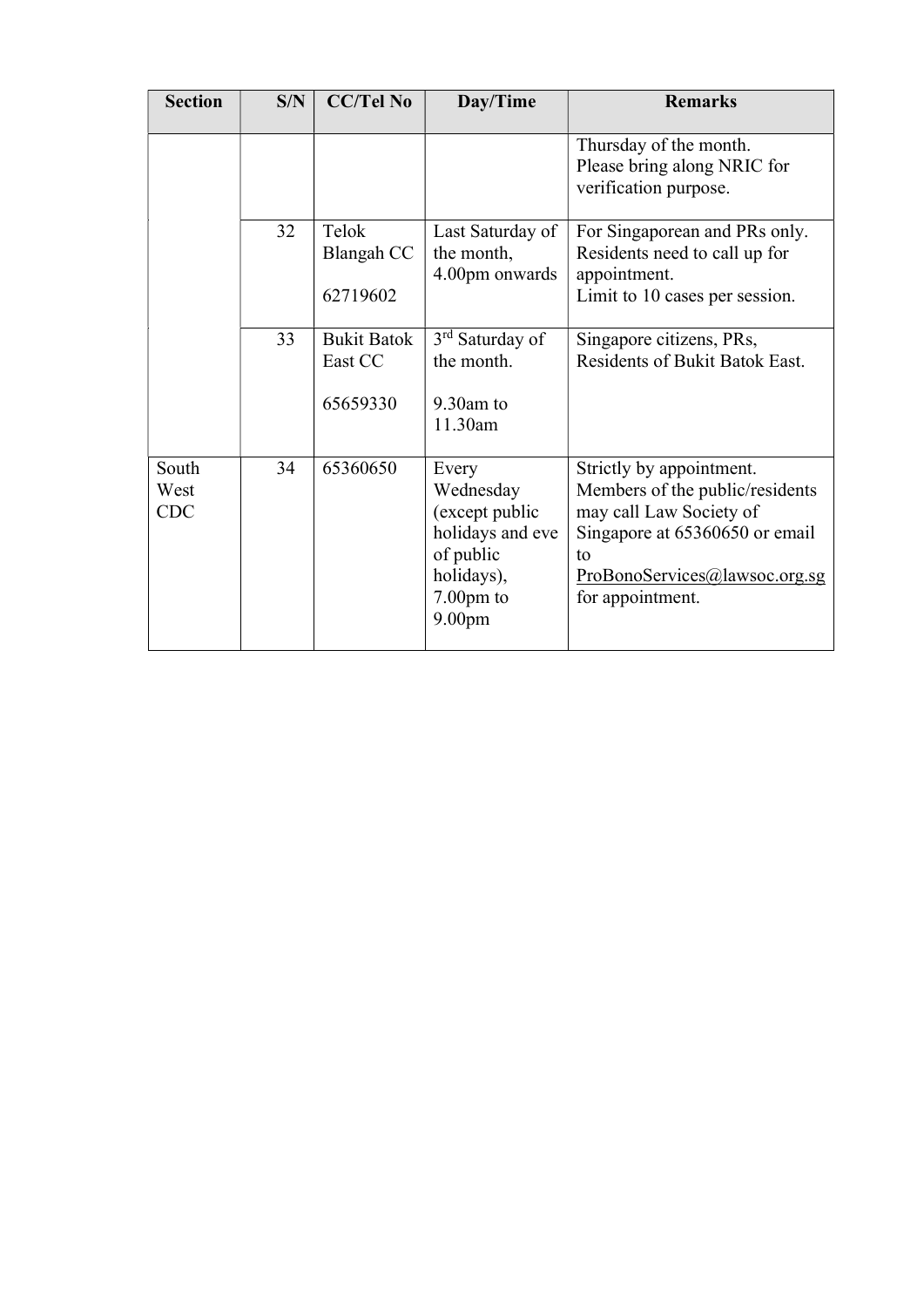| Section | S/N | CC/Tel No | Day/Time | Remarks |
|---|---|---|---|---|
| | | | | Thursday of the month. Please bring along NRIC for verification purpose. |
| | 32 | Telok Blangah CC 62719602 | Last Saturday of the month, 4.00pm onwards | For Singaporean and PRs only. Residents need to call up for appointment. Limit to 10 cases per session. |
| | 33 | Bukit Batok East CC 65659330 | 3rd Saturday of the month. 9.30am to 11.30am | Singapore citizens, PRs, Residents of Bukit Batok East. |
| South West CDC | 34 | 65360650 | Every Wednesday (except public holidays and eve of public holidays), 7.00pm to 9.00pm | Strictly by appointment. Members of the public/residents may call Law Society of Singapore at 65360650 or email to ProBonoServices@lawsoc.org.sg for appointment. |